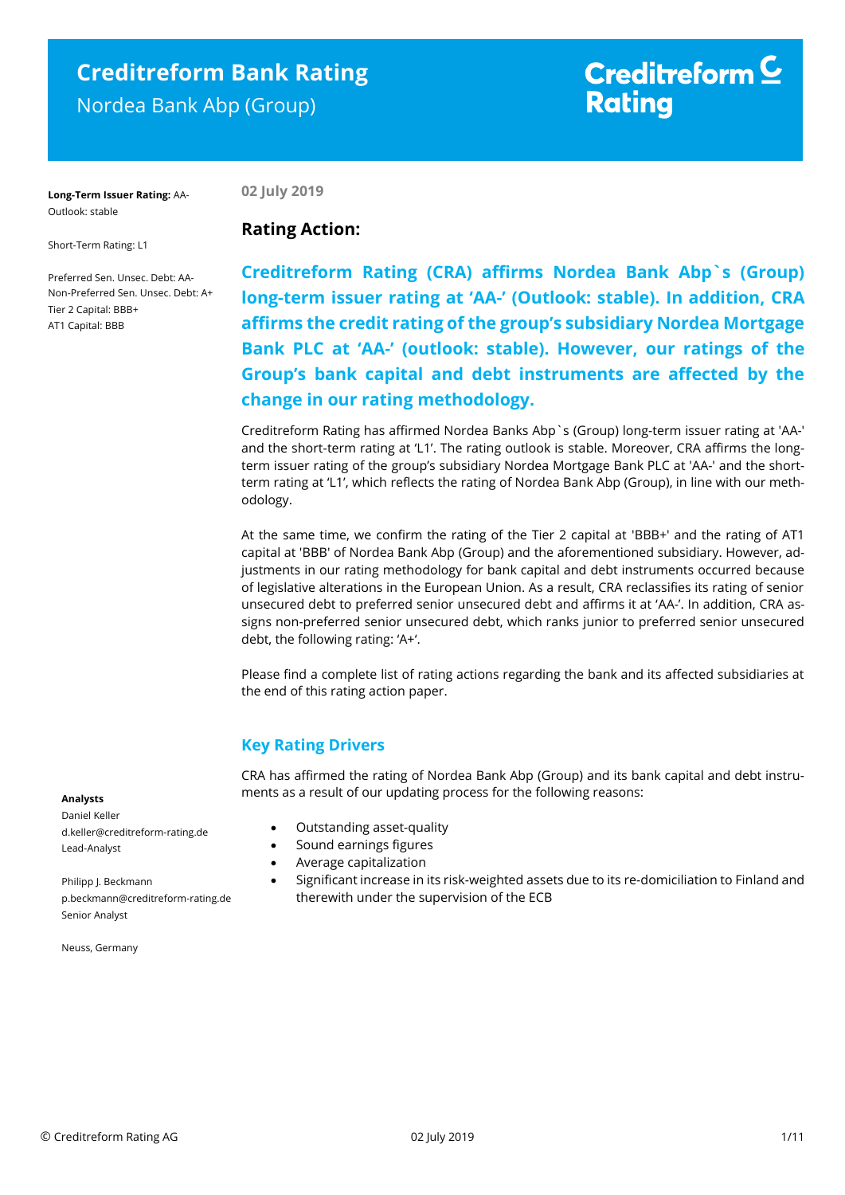# Creditreform Bank Rating

Nordea Bank Abp (Group)

Creditreform Rating

**Long-Term Issuer Rating:** AA-
Outlook: stable

Short-Term Rating: L1

Preferred Sen. Unsec. Debt: AA-
Non-Preferred Sen. Unsec. Debt: A+
Tier 2 Capital: BBB+
AT1 Capital: BBB

**02 July 2019**

## Rating Action:

**Creditreform Rating (CRA) affirms Nordea Bank Abp`s (Group) long-term issuer rating at 'AA-' (Outlook: stable). In addition, CRA affirms the credit rating of the group's subsidiary Nordea Mortgage Bank PLC at 'AA-' (outlook: stable). However, our ratings of the Group's bank capital and debt instruments are affected by the change in our rating methodology.**

Creditreform Rating has affirmed Nordea Banks Abp`s (Group) long-term issuer rating at 'AA-' and the short-term rating at 'L1'. The rating outlook is stable. Moreover, CRA affirms the long-term issuer rating of the group's subsidiary Nordea Mortgage Bank PLC at 'AA-' and the short-term rating at 'L1', which reflects the rating of Nordea Bank Abp (Group), in line with our methodology.

At the same time, we confirm the rating of the Tier 2 capital at 'BBB+' and the rating of AT1 capital at 'BBB' of Nordea Bank Abp (Group) and the aforementioned subsidiary. However, adjustments in our rating methodology for bank capital and debt instruments occurred because of legislative alterations in the European Union. As a result, CRA reclassifies its rating of senior unsecured debt to preferred senior unsecured debt and affirms it at 'AA-'. In addition, CRA assigns non-preferred senior unsecured debt, which ranks junior to preferred senior unsecured debt, the following rating: 'A+'.

Please find a complete list of rating actions regarding the bank and its affected subsidiaries at the end of this rating action paper.

## Key Rating Drivers

CRA has affirmed the rating of Nordea Bank Abp (Group) and its bank capital and debt instruments as a result of our updating process for the following reasons:

- Outstanding asset-quality
- Sound earnings figures
- Average capitalization
- Significant increase in its risk-weighted assets due to its re-domiciliation to Finland and therewith under the supervision of the ECB

**Analysts**

Daniel Keller
d.keller@creditreform-rating.de
Lead-Analyst

Philipp J. Beckmann
p.beckmann@creditreform-rating.de
Senior Analyst

Neuss, Germany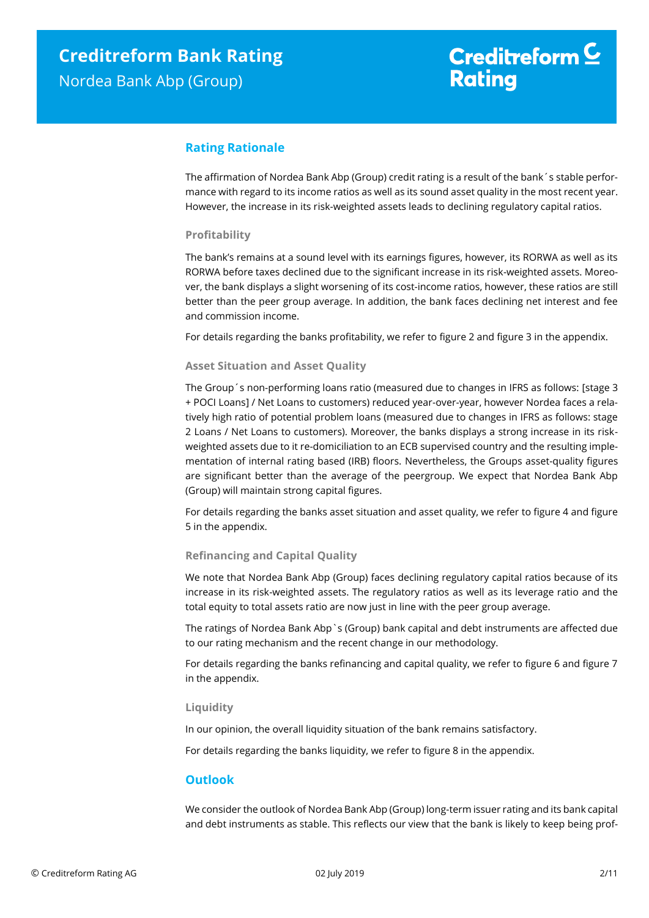## Rating Rationale

The affirmation of Nordea Bank Abp (Group) credit rating is a result of the bank´s stable performance with regard to its income ratios as well as its sound asset quality in the most recent year. However, the increase in its risk-weighted assets leads to declining regulatory capital ratios.

### Profitability

The bank's remains at a sound level with its earnings figures, however, its RORWA as well as its RORWA before taxes declined due to the significant increase in its risk-weighted assets. Moreover, the bank displays a slight worsening of its cost-income ratios, however, these ratios are still better than the peer group average. In addition, the bank faces declining net interest and fee and commission income.

For details regarding the banks profitability, we refer to figure 2 and figure 3 in the appendix.

### Asset Situation and Asset Quality

The Group´s non-performing loans ratio (measured due to changes in IFRS as follows: [stage 3 + POCI Loans] / Net Loans to customers) reduced year-over-year, however Nordea faces a relatively high ratio of potential problem loans (measured due to changes in IFRS as follows: stage 2 Loans / Net Loans to customers). Moreover, the banks displays a strong increase in its risk-weighted assets due to it re-domiciliation to an ECB supervised country and the resulting implementation of internal rating based (IRB) floors. Nevertheless, the Groups asset-quality figures are significant better than the average of the peergroup. We expect that Nordea Bank Abp (Group) will maintain strong capital figures.

For details regarding the banks asset situation and asset quality, we refer to figure 4 and figure 5 in the appendix.

### Refinancing and Capital Quality

We note that Nordea Bank Abp (Group) faces declining regulatory capital ratios because of its increase in its risk-weighted assets. The regulatory ratios as well as its leverage ratio and the total equity to total assets ratio are now just in line with the peer group average.

The ratings of Nordea Bank Abp`s (Group) bank capital and debt instruments are affected due to our rating mechanism and the recent change in our methodology.

For details regarding the banks refinancing and capital quality, we refer to figure 6 and figure 7 in the appendix.

### Liquidity

In our opinion, the overall liquidity situation of the bank remains satisfactory.

For details regarding the banks liquidity, we refer to figure 8 in the appendix.

## Outlook

We consider the outlook of Nordea Bank Abp (Group) long-term issuer rating and its bank capital and debt instruments as stable. This reflects our view that the bank is likely to keep being prof-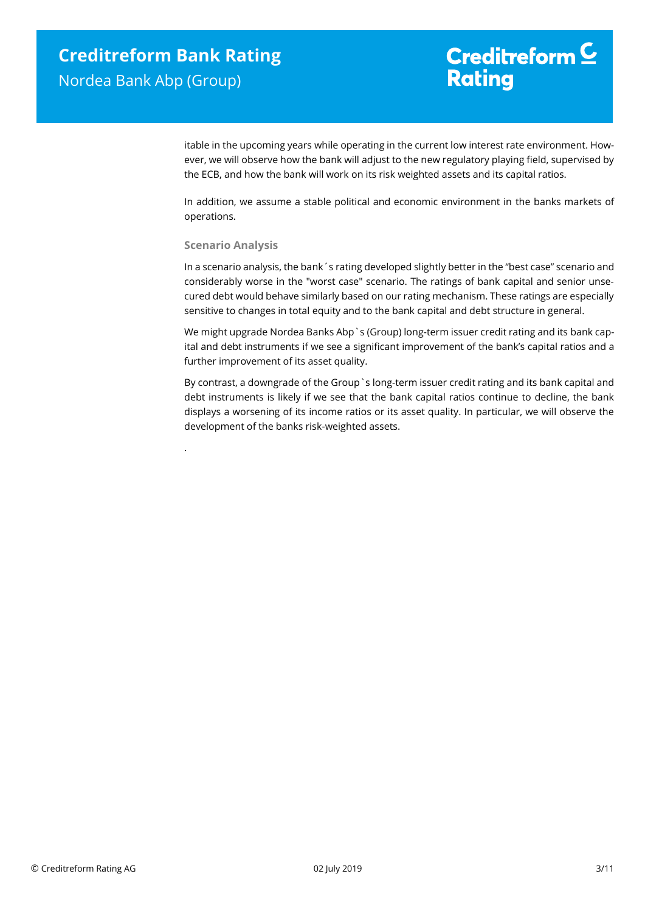itable in the upcoming years while operating in the current low interest rate environment. However, we will observe how the bank will adjust to the new regulatory playing field, supervised by the ECB, and how the bank will work on its risk weighted assets and its capital ratios.

In addition, we assume a stable political and economic environment in the banks markets of operations.

### Scenario Analysis

In a scenario analysis, the bank´s rating developed slightly better in the "best case" scenario and considerably worse in the "worst case" scenario. The ratings of bank capital and senior unsecured debt would behave similarly based on our rating mechanism. These ratings are especially sensitive to changes in total equity and to the bank capital and debt structure in general.

We might upgrade Nordea Banks Abp`s (Group) long-term issuer credit rating and its bank capital and debt instruments if we see a significant improvement of the bank's capital ratios and a further improvement of its asset quality.

By contrast, a downgrade of the Group`s long-term issuer credit rating and its bank capital and debt instruments is likely if we see that the bank capital ratios continue to decline, the bank displays a worsening of its income ratios or its asset quality. In particular, we will observe the development of the banks risk-weighted assets.

.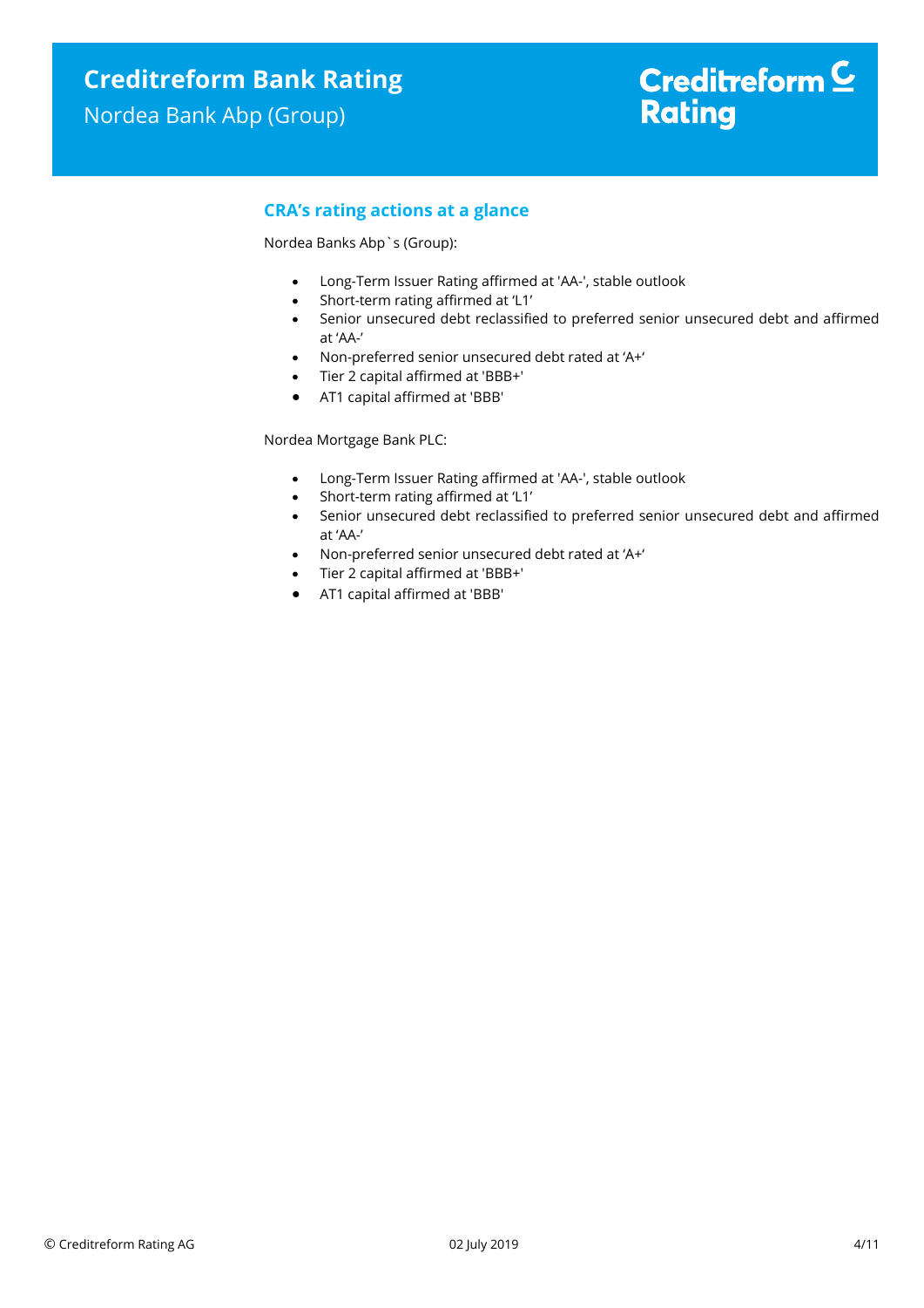## CRA's rating actions at a glance

Nordea Banks Abp`s (Group):

- Long-Term Issuer Rating affirmed at 'AA-', stable outlook
- Short-term rating affirmed at 'L1'
- Senior unsecured debt reclassified to preferred senior unsecured debt and affirmed at 'AA-'
- Non-preferred senior unsecured debt rated at 'A+'
- Tier 2 capital affirmed at 'BBB+'
- AT1 capital affirmed at 'BBB'

Nordea Mortgage Bank PLC:

- Long-Term Issuer Rating affirmed at 'AA-', stable outlook
- Short-term rating affirmed at 'L1'
- Senior unsecured debt reclassified to preferred senior unsecured debt and affirmed at 'AA-'
- Non-preferred senior unsecured debt rated at 'A+'
- Tier 2 capital affirmed at 'BBB+'
- AT1 capital affirmed at 'BBB'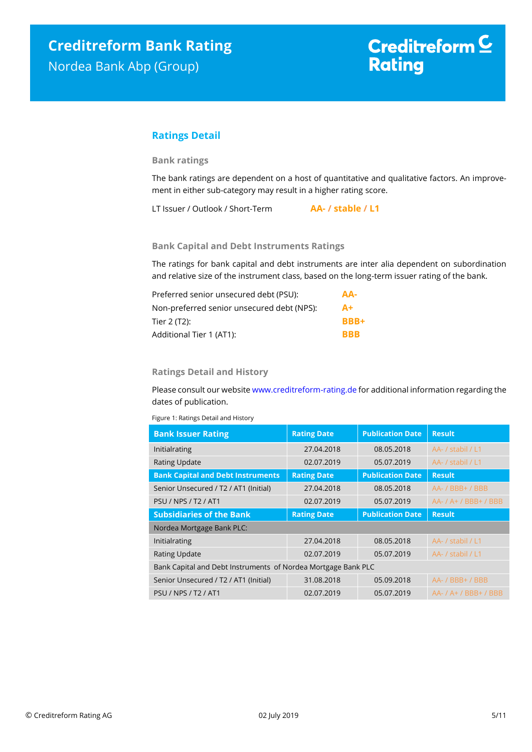## Ratings Detail

### Bank ratings

The bank ratings are dependent on a host of quantitative and qualitative factors. An improvement in either sub-category may result in a higher rating score.

LT Issuer / Outlook / Short-Term **AA- / stable / L1**

### Bank Capital and Debt Instruments Ratings

The ratings for bank capital and debt instruments are inter alia dependent on subordination and relative size of the instrument class, based on the long-term issuer rating of the bank.

| | |
|---|---|
| Preferred senior unsecured debt (PSU): | **AA-** |
| Non-preferred senior unsecured debt (NPS): | **A+** |
| Tier 2 (T2): | **BBB+** |
| Additional Tier 1 (AT1): | **BBB** |

### Ratings Detail and History

Please consult our website www.creditreform-rating.de for additional information regarding the dates of publication.

Figure 1: Ratings Detail and History

| Bank Issuer Rating | Rating Date | Publication Date | Result |
|---|---|---|---|
| Initialrating | 27.04.2018 | 08.05.2018 | AA- / stabil / L1 |
| Rating Update | 02.07.2019 | 05.07.2019 | AA- / stabil / L1 |
| **Bank Capital and Debt Instruments** | **Rating Date** | **Publication Date** | **Result** |
| Senior Unsecured / T2 / AT1 (Initial) | 27.04.2018 | 08.05.2018 | AA- / BBB+ / BBB |
| PSU / NPS / T2 / AT1 | 02.07.2019 | 05.07.2019 | AA- / A+ / BBB+ / BBB |
| **Subsidiaries of the Bank** | **Rating Date** | **Publication Date** | **Result** |
| Nordea Mortgage Bank PLC: | | | |
| Initialrating | 27.04.2018 | 08.05.2018 | AA- / stabil / L1 |
| Rating Update | 02.07.2019 | 05.07.2019 | AA- / stabil / L1 |
| Bank Capital and Debt Instruments of Nordea Mortgage Bank PLC | | | |
| Senior Unsecured / T2 / AT1 (Initial) | 31.08.2018 | 05.09.2018 | AA- / BBB+ / BBB |
| PSU / NPS / T2 / AT1 | 02.07.2019 | 05.07.2019 | AA- / A+ / BBB+ / BBB |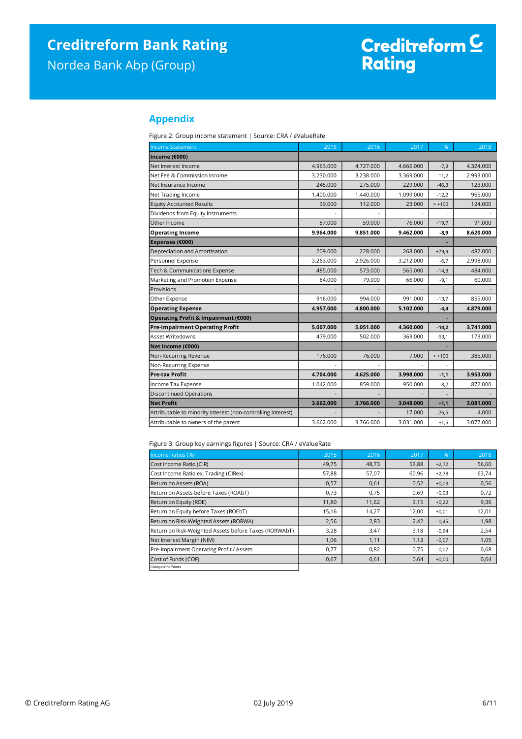## Appendix

Figure 2: Group income statement | Source: CRA / eValueRate

| Income Statement | 2015 | 2016 | 2017 | % | 2018 |
|---|---|---|---|---|---|
| **Income (€000)** | | | | | |
| Net Interest Income | 4.963.000 | 4.727.000 | 4.666.000 | -7,3 | 4.324.000 |
| Net Fee & Commission Income | 3.230.000 | 3.238.000 | 3.369.000 | -11,2 | 2.993.000 |
| Net Insurance Income | 245.000 | 275.000 | 229.000 | -46,3 | 123.000 |
| Net Trading Income | 1.400.000 | 1.440.000 | 1.099.000 | -12,2 | 965.000 |
| Equity Accounted Results | 39.000 | 112.000 | 23.000 | > +100 | 124.000 |
| Dividends from Equity Instruments | - | - | - | - | - |
| Other Income | 87.000 | 59.000 | 76.000 | +19,7 | 91.000 |
| **Operating Income** | **9.964.000** | **9.851.000** | **9.462.000** | **-8,9** | **8.620.000** |
| **Expenses (€000)** | | | | - | |
| Depreciation and Amortisation | 209.000 | 228.000 | 268.000 | +79,9 | 482.000 |
| Personnel Expense | 3.263.000 | 2.926.000 | 3.212.000 | -6,7 | 2.998.000 |
| Tech & Communications Expense | 485.000 | 573.000 | 565.000 | -14,3 | 484.000 |
| Marketing and Promotion Expense | 84.000 | 79.000 | 66.000 | -9,1 | 60.000 |
| Provisions | - | - | - | - | - |
| Other Expense | 916.000 | 994.000 | 991.000 | -13,7 | 855.000 |
| **Operating Expense** | **4.957.000** | **4.800.000** | **5.102.000** | **-4,4** | **4.879.000** |
| **Operating Profit & Impairment (€000)** | | | | - | |
| **Pre-impairment Operating Profit** | **5.007.000** | **5.051.000** | **4.360.000** | **-14,2** | **3.741.000** |
| Asset Writedowns | 479.000 | 502.000 | 369.000 | -53,1 | 173.000 |
| **Net Income (€000)** | | | | - | |
| Non-Recurring Revenue | 176.000 | 76.000 | 7.000 | > +100 | 385.000 |
| Non-Recurring Expense | - | - | - | - | - |
| **Pre-tax Profit** | **4.704.000** | **4.625.000** | **3.998.000** | **-1,1** | **3.953.000** |
| Income Tax Expense | 1.042.000 | 859.000 | 950.000 | -8,2 | 872.000 |
| Discontinued Operations | - | - | - | - | - |
| **Net Profit** | **3.662.000** | **3.766.000** | **3.048.000** | **+1,1** | **3.081.000** |
| Attributable to minority interest (non-controlling interest) | - | - | 17.000 | -76,5 | 4.000 |
| Attributable to owners of the parent | 3.662.000 | 3.766.000 | 3.031.000 | +1,5 | 3.077.000 |

Figure 3: Group key earnings figures | Source: CRA / eValueRate

| Income Ratios (%) | 2015 | 2016 | 2017 | % | 2018 |
|---|---|---|---|---|---|
| Cost Income Ratio (CIR) | 49,75 | 48,73 | 53,88 | +2,72 | 56,60 |
| Cost Income Ratio ex. Trading (CIRex) | 57,88 | 57,07 | 60,96 | +2,78 | 63,74 |
| Return on Assets (ROA) | 0,57 | 0,61 | 0,52 | +0,03 | 0,56 |
| Return on Assets before Taxes (ROAbT) | 0,73 | 0,75 | 0,69 | +0,03 | 0,72 |
| Return on Equity (ROE) | 11,80 | 11,62 | 9,15 | +0,22 | 9,36 |
| Return on Equity before Taxes (ROEbT) | 15,16 | 14,27 | 12,00 | +0,01 | 12,01 |
| Return on Risk-Weighted Assets (RORWA) | 2,56 | 2,83 | 2,42 | -0,45 | 1,98 |
| Return on Risk-Weighted Assets before Taxes (RORWAbT) | 3,28 | 3,47 | 3,18 | -0,64 | 2,54 |
| Net Interest Margin (NIM) | 1,06 | 1,11 | 1,13 | -0,07 | 1,05 |
| Pre-Impairment Operating Profit / Assets | 0,77 | 0,82 | 0,75 | -0,07 | 0,68 |
| Cost of Funds (COF) | 0,67 | 0,61 | 0,64 | +0,00 | 0,64 |
| Change in %Points | | | | | |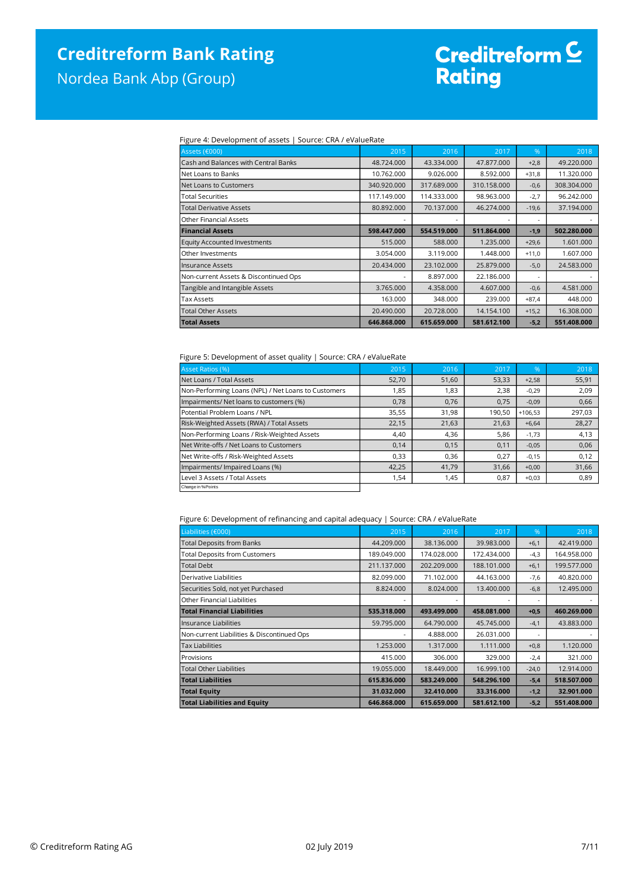Figure 4: Development of assets | Source: CRA / eValueRate

| Assets (€000) | 2015 | 2016 | 2017 | % | 2018 |
|---|---|---|---|---|---|
| Cash and Balances with Central Banks | 48.724.000 | 43.334.000 | 47.877.000 | +2,8 | 49.220.000 |
| Net Loans to Banks | 10.762.000 | 9.026.000 | 8.592.000 | +31,8 | 11.320.000 |
| Net Loans to Customers | 340.920.000 | 317.689.000 | 310.158.000 | -0,6 | 308.304.000 |
| Total Securities | 117.149.000 | 114.333.000 | 98.963.000 | -2,7 | 96.242.000 |
| Total Derivative Assets | 80.892.000 | 70.137.000 | 46.274.000 | -19,6 | 37.194.000 |
| Other Financial Assets | - | - | - | - | - |
| **Financial Assets** | **598.447.000** | **554.519.000** | **511.864.000** | **-1,9** | **502.280.000** |
| Equity Accounted Investments | 515.000 | 588.000 | 1.235.000 | +29,6 | 1.601.000 |
| Other Investments | 3.054.000 | 3.119.000 | 1.448.000 | +11,0 | 1.607.000 |
| Insurance Assets | 20.434.000 | 23.102.000 | 25.879.000 | -5,0 | 24.583.000 |
| Non-current Assets & Discontinued Ops | - | 8.897.000 | 22.186.000 | - | - |
| Tangible and Intangible Assets | 3.765.000 | 4.358.000 | 4.607.000 | -0,6 | 4.581.000 |
| Tax Assets | 163.000 | 348.000 | 239.000 | +87,4 | 448.000 |
| Total Other Assets | 20.490.000 | 20.728.000 | 14.154.100 | +15,2 | 16.308.000 |
| **Total Assets** | **646.868.000** | **615.659.000** | **581.612.100** | **-5,2** | **551.408.000** |

Figure 5: Development of asset quality | Source: CRA / eValueRate

| Asset Ratios (%) | 2015 | 2016 | 2017 | % | 2018 |
|---|---|---|---|---|---|
| Net Loans / Total Assets | 52,70 | 51,60 | 53,33 | +2,58 | 55,91 |
| Non-Performing Loans (NPL) / Net Loans to Customers | 1,85 | 1,83 | 2,38 | -0,29 | 2,09 |
| Impairments/ Net loans to customers (%) | 0,78 | 0,76 | 0,75 | -0,09 | 0,66 |
| Potential Problem Loans / NPL | 35,55 | 31,98 | 190,50 | +106,53 | 297,03 |
| Risk-Weighted Assets (RWA) / Total Assets | 22,15 | 21,63 | 21,63 | +6,64 | 28,27 |
| Non-Performing Loans / Risk-Weighted Assets | 4,40 | 4,36 | 5,86 | -1,73 | 4,13 |
| Net Write-offs / Net Loans to Customers | 0,14 | 0,15 | 0,11 | -0,05 | 0,06 |
| Net Write-offs / Risk-Weighted Assets | 0,33 | 0,36 | 0,27 | -0,15 | 0,12 |
| Impairments/ Impaired Loans (%) | 42,25 | 41,79 | 31,66 | +0,00 | 31,66 |
| Level 3 Assets / Total Assets | 1,54 | 1,45 | 0,87 | +0,03 | 0,89 |

Change in %Points

Figure 6: Development of refinancing and capital adequacy | Source: CRA / eValueRate

| Liabilities (€000) | 2015 | 2016 | 2017 | % | 2018 |
|---|---|---|---|---|---|
| Total Deposits from Banks | 44.209.000 | 38.136.000 | 39.983.000 | +6,1 | 42.419.000 |
| Total Deposits from Customers | 189.049.000 | 174.028.000 | 172.434.000 | -4,3 | 164.958.000 |
| Total Debt | 211.137.000 | 202.209.000 | 188.101.000 | +6,1 | 199.577.000 |
| Derivative Liabilities | 82.099.000 | 71.102.000 | 44.163.000 | -7,6 | 40.820.000 |
| Securities Sold, not yet Purchased | 8.824.000 | 8.024.000 | 13.400.000 | -6,8 | 12.495.000 |
| Other Financial Liabilities | - | - | - | - | - |
| **Total Financial Liabilities** | **535.318.000** | **493.499.000** | **458.081.000** | **+0,5** | **460.269.000** |
| Insurance Liabilities | 59.795.000 | 64.790.000 | 45.745.000 | -4,1 | 43.883.000 |
| Non-current Liabilities & Discontinued Ops | - | 4.888.000 | 26.031.000 | - | - |
| Tax Liabilities | 1.253.000 | 1.317.000 | 1.111.000 | +0,8 | 1.120.000 |
| Provisions | 415.000 | 306.000 | 329.000 | -2,4 | 321.000 |
| Total Other Liabilities | 19.055.000 | 18.449.000 | 16.999.100 | -24,0 | 12.914.000 |
| **Total Liabilities** | **615.836.000** | **583.249.000** | **548.296.100** | **-5,4** | **518.507.000** |
| **Total Equity** | **31.032.000** | **32.410.000** | **33.316.000** | **-1,2** | **32.901.000** |
| **Total Liabilities and Equity** | **646.868.000** | **615.659.000** | **581.612.100** | **-5,2** | **551.408.000** |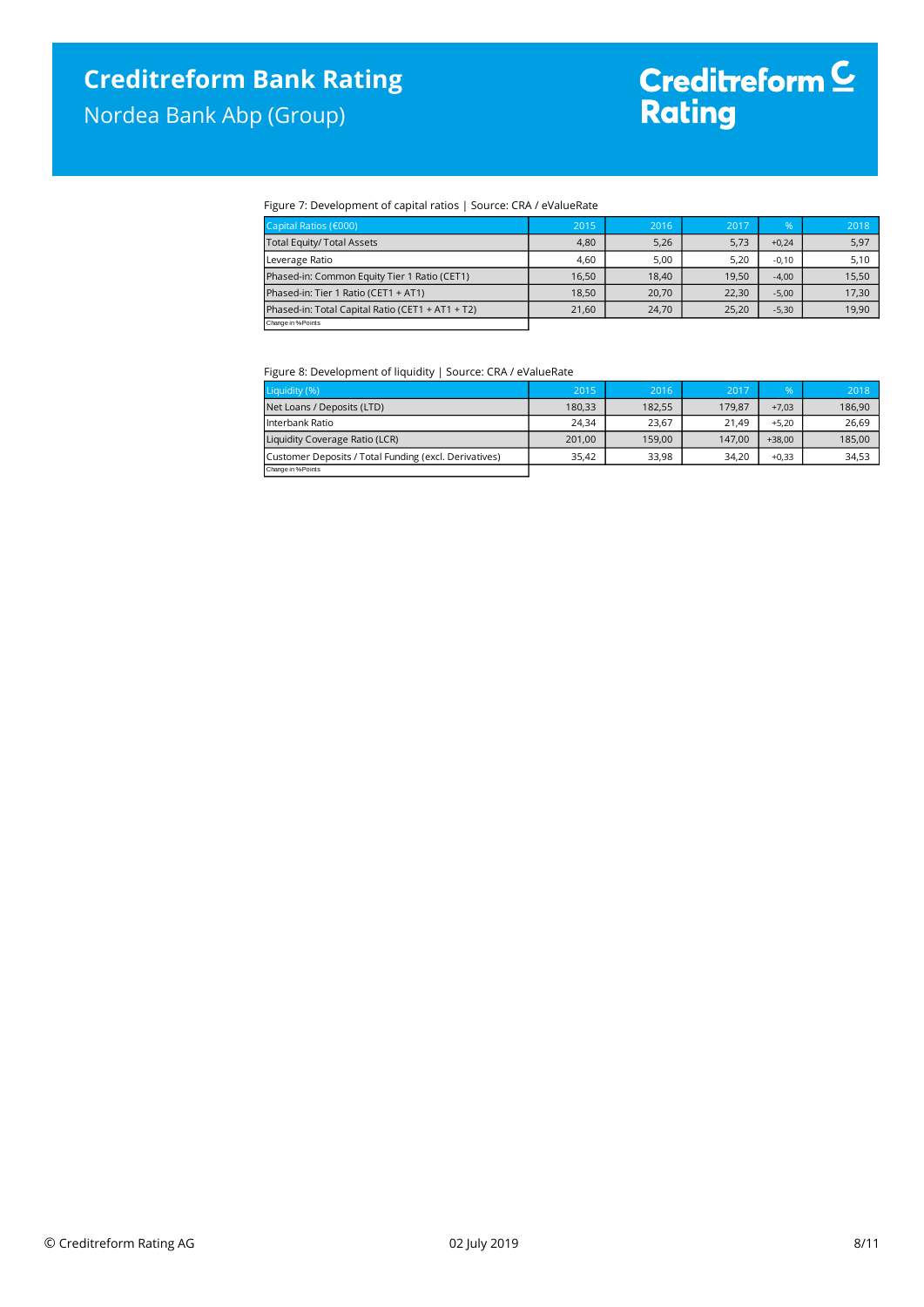Figure 7: Development of capital ratios | Source: CRA / eValueRate

| Capital Ratios (€000) | 2015 | 2016 | 2017 | % | 2018 |
|---|---|---|---|---|---|
| Total Equity/ Total Assets | 4,80 | 5,26 | 5,73 | +0,24 | 5,97 |
| Leverage Ratio | 4,60 | 5,00 | 5,20 | -0,10 | 5,10 |
| Phased-in: Common Equity Tier 1 Ratio (CET1) | 16,50 | 18,40 | 19,50 | -4,00 | 15,50 |
| Phased-in: Tier 1 Ratio (CET1 + AT1) | 18,50 | 20,70 | 22,30 | -5,00 | 17,30 |
| Phased-in: Total Capital Ratio (CET1 + AT1 + T2) | 21,60 | 24,70 | 25,20 | -5,30 | 19,90 |

Change in %Points

Figure 8: Development of liquidity | Source: CRA / eValueRate

| Liquidity (%) | 2015 | 2016 | 2017 | % | 2018 |
|---|---|---|---|---|---|
| Net Loans / Deposits (LTD) | 180,33 | 182,55 | 179,87 | +7,03 | 186,90 |
| Interbank Ratio | 24,34 | 23,67 | 21,49 | +5,20 | 26,69 |
| Liquidity Coverage Ratio (LCR) | 201,00 | 159,00 | 147,00 | +38,00 | 185,00 |
| Customer Deposits / Total Funding (excl. Derivatives) | 35,42 | 33,98 | 34,20 | +0,33 | 34,53 |

Change in %Points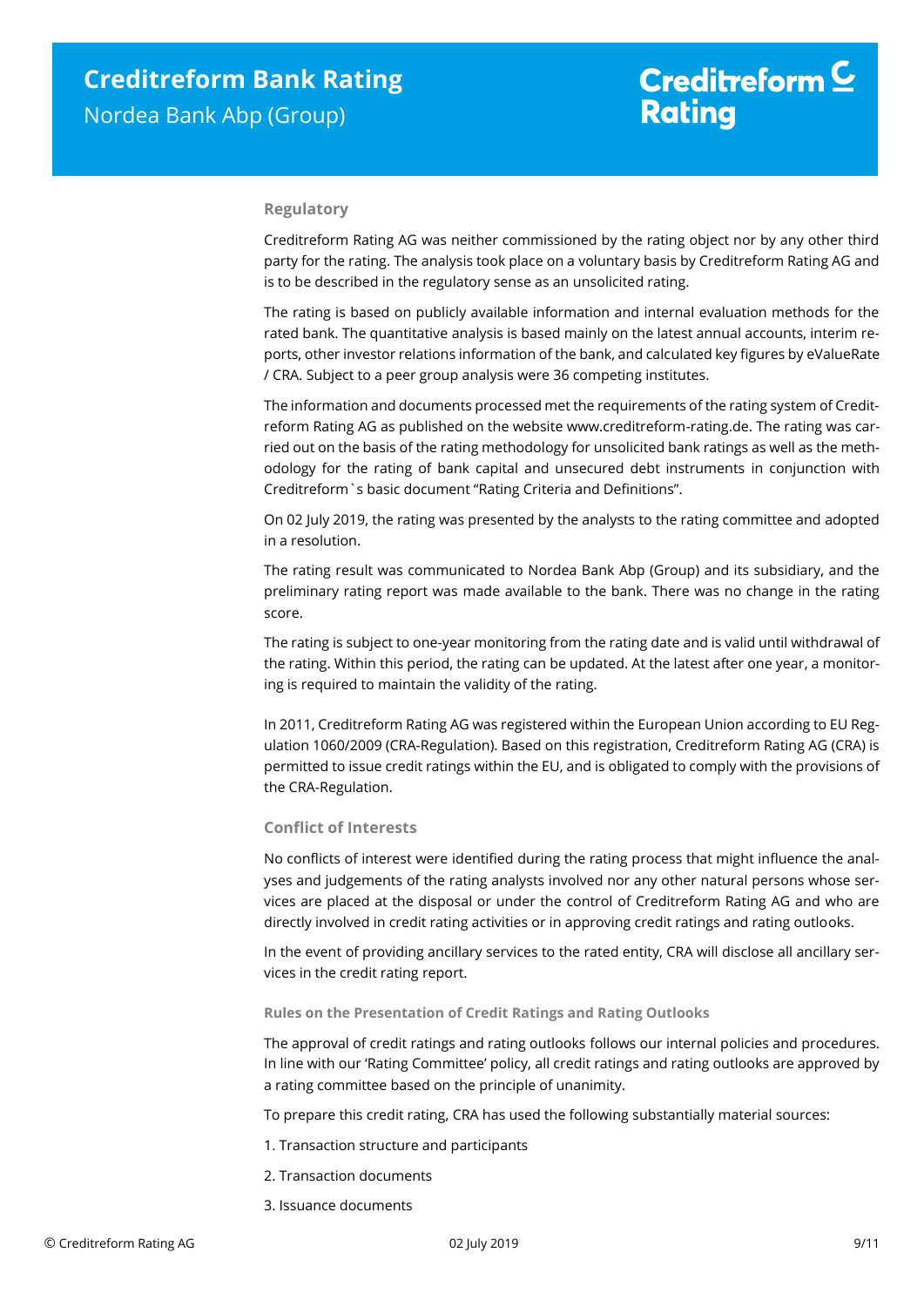## Regulatory

Creditreform Rating AG was neither commissioned by the rating object nor by any other third party for the rating. The analysis took place on a voluntary basis by Creditreform Rating AG and is to be described in the regulatory sense as an unsolicited rating.

The rating is based on publicly available information and internal evaluation methods for the rated bank. The quantitative analysis is based mainly on the latest annual accounts, interim reports, other investor relations information of the bank, and calculated key figures by eValueRate / CRA. Subject to a peer group analysis were 36 competing institutes.

The information and documents processed met the requirements of the rating system of Creditreform Rating AG as published on the website www.creditreform-rating.de. The rating was carried out on the basis of the rating methodology for unsolicited bank ratings as well as the methodology for the rating of bank capital and unsecured debt instruments in conjunction with Creditreform`s basic document "Rating Criteria and Definitions".

On 02 July 2019, the rating was presented by the analysts to the rating committee and adopted in a resolution.

The rating result was communicated to Nordea Bank Abp (Group) and its subsidiary, and the preliminary rating report was made available to the bank. There was no change in the rating score.

The rating is subject to one-year monitoring from the rating date and is valid until withdrawal of the rating. Within this period, the rating can be updated. At the latest after one year, a monitoring is required to maintain the validity of the rating.

In 2011, Creditreform Rating AG was registered within the European Union according to EU Regulation 1060/2009 (CRA-Regulation). Based on this registration, Creditreform Rating AG (CRA) is permitted to issue credit ratings within the EU, and is obligated to comply with the provisions of the CRA-Regulation.

## Conflict of Interests

No conflicts of interest were identified during the rating process that might influence the analyses and judgements of the rating analysts involved nor any other natural persons whose services are placed at the disposal or under the control of Creditreform Rating AG and who are directly involved in credit rating activities or in approving credit ratings and rating outlooks.

In the event of providing ancillary services to the rated entity, CRA will disclose all ancillary services in the credit rating report.

### Rules on the Presentation of Credit Ratings and Rating Outlooks

The approval of credit ratings and rating outlooks follows our internal policies and procedures. In line with our 'Rating Committee' policy, all credit ratings and rating outlooks are approved by a rating committee based on the principle of unanimity.

To prepare this credit rating, CRA has used the following substantially material sources:

1. Transaction structure and participants
2. Transaction documents
3. Issuance documents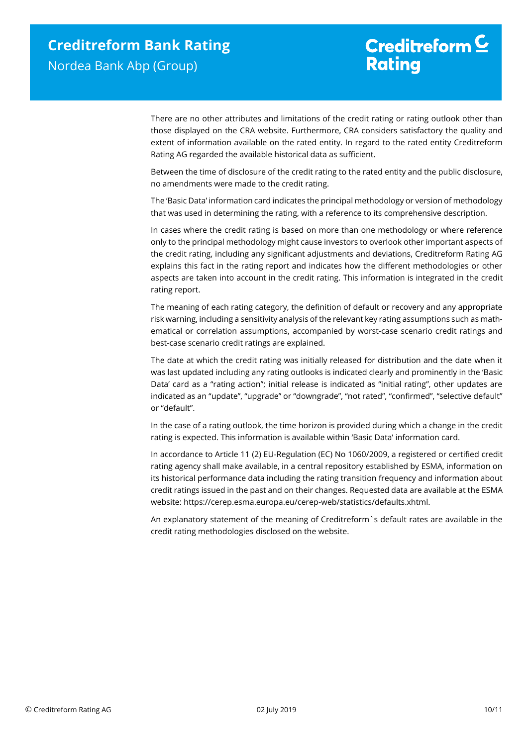There are no other attributes and limitations of the credit rating or rating outlook other than those displayed on the CRA website. Furthermore, CRA considers satisfactory the quality and extent of information available on the rated entity. In regard to the rated entity Creditreform Rating AG regarded the available historical data as sufficient.

Between the time of disclosure of the credit rating to the rated entity and the public disclosure, no amendments were made to the credit rating.

The 'Basic Data' information card indicates the principal methodology or version of methodology that was used in determining the rating, with a reference to its comprehensive description.

In cases where the credit rating is based on more than one methodology or where reference only to the principal methodology might cause investors to overlook other important aspects of the credit rating, including any significant adjustments and deviations, Creditreform Rating AG explains this fact in the rating report and indicates how the different methodologies or other aspects are taken into account in the credit rating. This information is integrated in the credit rating report.

The meaning of each rating category, the definition of default or recovery and any appropriate risk warning, including a sensitivity analysis of the relevant key rating assumptions such as mathematical or correlation assumptions, accompanied by worst-case scenario credit ratings and best-case scenario credit ratings are explained.

The date at which the credit rating was initially released for distribution and the date when it was last updated including any rating outlooks is indicated clearly and prominently in the 'Basic Data' card as a "rating action"; initial release is indicated as "initial rating", other updates are indicated as an "update", "upgrade" or "downgrade", "not rated", "confirmed", "selective default" or "default".

In the case of a rating outlook, the time horizon is provided during which a change in the credit rating is expected. This information is available within 'Basic Data' information card.

In accordance to Article 11 (2) EU-Regulation (EC) No 1060/2009, a registered or certified credit rating agency shall make available, in a central repository established by ESMA, information on its historical performance data including the rating transition frequency and information about credit ratings issued in the past and on their changes. Requested data are available at the ESMA website: https://cerep.esma.europa.eu/cerep-web/statistics/defaults.xhtml.

An explanatory statement of the meaning of Creditreform`s default rates are available in the credit rating methodologies disclosed on the website.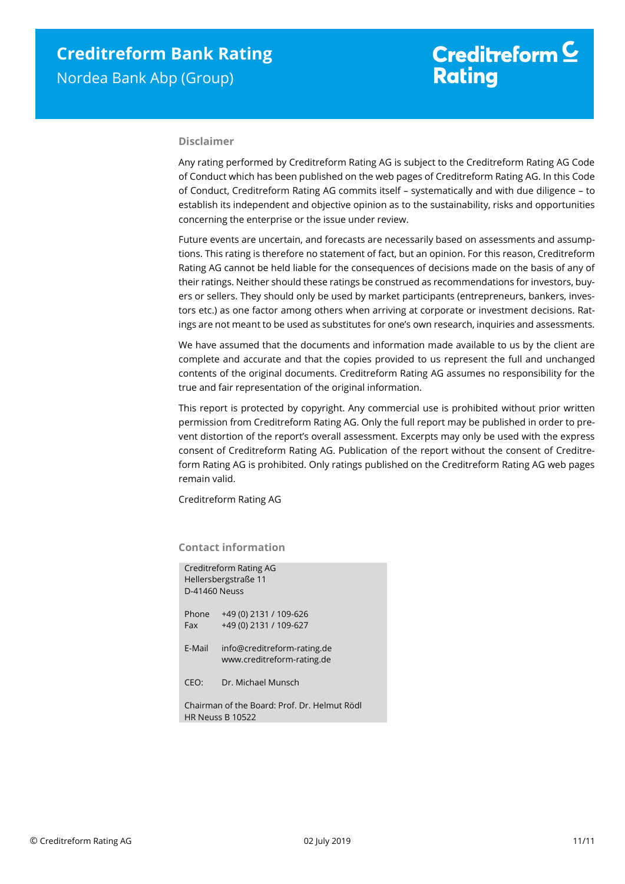## Disclaimer

Any rating performed by Creditreform Rating AG is subject to the Creditreform Rating AG Code of Conduct which has been published on the web pages of Creditreform Rating AG. In this Code of Conduct, Creditreform Rating AG commits itself – systematically and with due diligence – to establish its independent and objective opinion as to the sustainability, risks and opportunities concerning the enterprise or the issue under review.

Future events are uncertain, and forecasts are necessarily based on assessments and assumptions. This rating is therefore no statement of fact, but an opinion. For this reason, Creditreform Rating AG cannot be held liable for the consequences of decisions made on the basis of any of their ratings. Neither should these ratings be construed as recommendations for investors, buyers or sellers. They should only be used by market participants (entrepreneurs, bankers, investors etc.) as one factor among others when arriving at corporate or investment decisions. Ratings are not meant to be used as substitutes for one's own research, inquiries and assessments.

We have assumed that the documents and information made available to us by the client are complete and accurate and that the copies provided to us represent the full and unchanged contents of the original documents. Creditreform Rating AG assumes no responsibility for the true and fair representation of the original information.

This report is protected by copyright. Any commercial use is prohibited without prior written permission from Creditreform Rating AG. Only the full report may be published in order to prevent distortion of the report's overall assessment. Excerpts may only be used with the express consent of Creditreform Rating AG. Publication of the report without the consent of Creditreform Rating AG is prohibited. Only ratings published on the Creditreform Rating AG web pages remain valid.

Creditreform Rating AG

## Contact information

Creditreform Rating AG
Hellersbergstraße 11
D-41460 Neuss

Phone +49 (0) 2131 / 109-626
Fax +49 (0) 2131 / 109-627

E-Mail info@creditreform-rating.de
www.creditreform-rating.de

CEO: Dr. Michael Munsch

Chairman of the Board: Prof. Dr. Helmut Rödl
HR Neuss B 10522